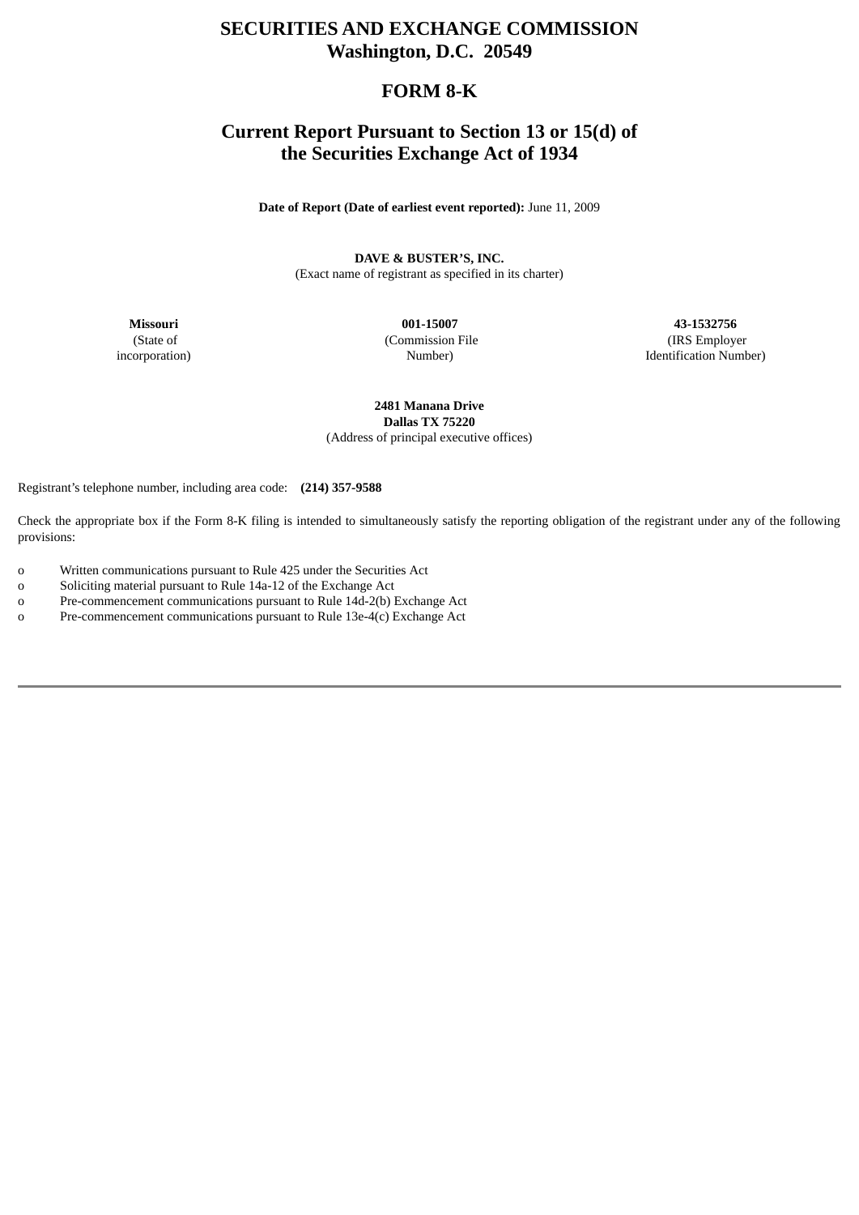# SECURITIES AND EXCHANGE COMMISSION
## Washington, D.C. 20549

# FORM 8-K

## Current Report Pursuant to Section 13 or 15(d) of the Securities Exchange Act of 1934

**Date of Report (Date of earliest event reported):** June 11, 2009

**DAVE & BUSTER'S, INC.**
(Exact name of registrant as specified in its charter)

| **Missouri** | **001-15007** | **43-1532756** |
|---|---|---|
| (State of incorporation) | (Commission File Number) | (IRS Employer Identification Number) |

**2481 Manana Drive**
**Dallas TX 75220**
(Address of principal executive offices)

Registrant's telephone number, including area code: **(214) 357-9588**

Check the appropriate box if the Form 8-K filing is intended to simultaneously satisfy the reporting obligation of the registrant under any of the following provisions:

o Written communications pursuant to Rule 425 under the Securities Act
o Soliciting material pursuant to Rule 14a-12 of the Exchange Act
o Pre-commencement communications pursuant to Rule 14d-2(b) Exchange Act
o Pre-commencement communications pursuant to Rule 13e-4(c) Exchange Act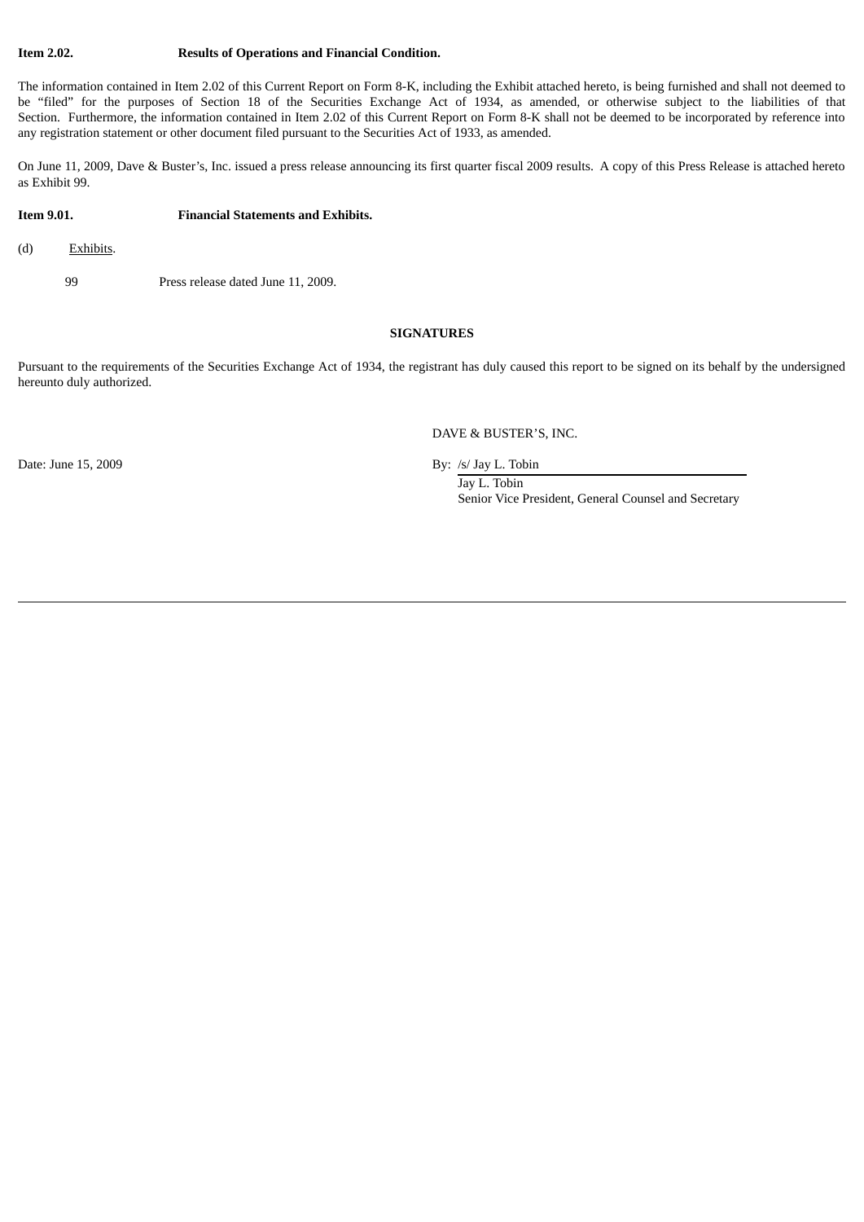**Item 2.02. Results of Operations and Financial Condition.**

The information contained in Item 2.02 of this Current Report on Form 8-K, including the Exhibit attached hereto, is being furnished and shall not deemed to be "filed" for the purposes of Section 18 of the Securities Exchange Act of 1934, as amended, or otherwise subject to the liabilities of that Section. Furthermore, the information contained in Item 2.02 of this Current Report on Form 8-K shall not be deemed to be incorporated by reference into any registration statement or other document filed pursuant to the Securities Act of 1933, as amended.

On June 11, 2009, Dave & Buster's, Inc. issued a press release announcing its first quarter fiscal 2009 results. A copy of this Press Release is attached hereto as Exhibit 99.

**Item 9.01. Financial Statements and Exhibits.**

(d) Exhibits.

99 Press release dated June 11, 2009.

**SIGNATURES**

Pursuant to the requirements of the Securities Exchange Act of 1934, the registrant has duly caused this report to be signed on its behalf by the undersigned hereunto duly authorized.

DAVE & BUSTER'S, INC.

Date: June 15, 2009

By: /s/ Jay L. Tobin
Jay L. Tobin
Senior Vice President, General Counsel and Secretary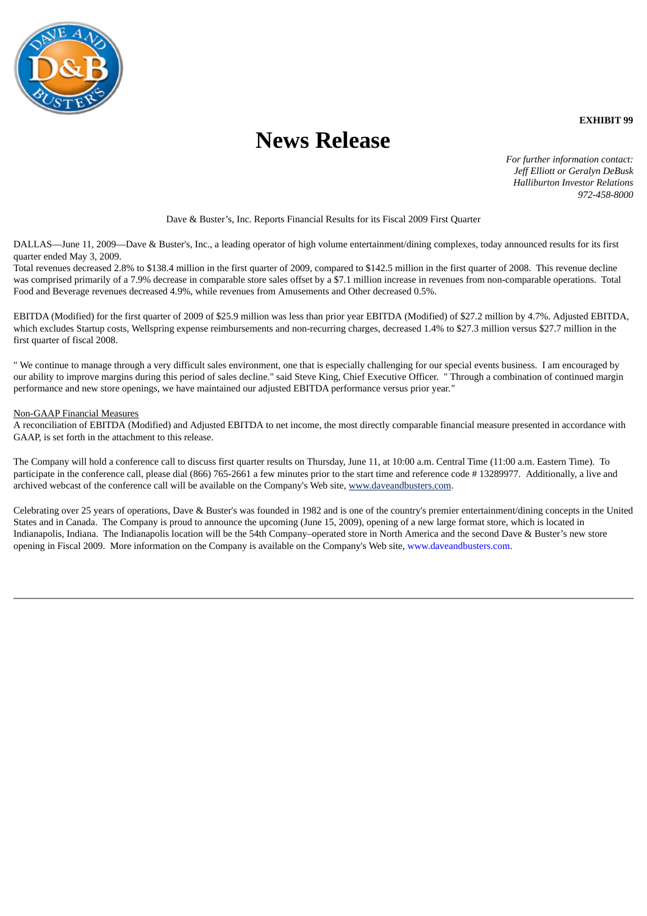**EXHIBIT 99**

# News Release

*For further information contact:*
*Jeff Elliott or Geralyn DeBusk*
*Halliburton Investor Relations*
*972-458-8000*

Dave & Buster's, Inc. Reports Financial Results for its Fiscal 2009 First Quarter

DALLAS—June 11, 2009—Dave & Buster's, Inc., a leading operator of high volume entertainment/dining complexes, today announced results for its first quarter ended May 3, 2009.

Total revenues decreased 2.8% to $138.4 million in the first quarter of 2009, compared to $142.5 million in the first quarter of 2008. This revenue decline was comprised primarily of a 7.9% decrease in comparable store sales offset by a $7.1 million increase in revenues from non-comparable operations. Total Food and Beverage revenues decreased 4.9%, while revenues from Amusements and Other decreased 0.5%.

EBITDA (Modified) for the first quarter of 2009 of $25.9 million was less than prior year EBITDA (Modified) of $27.2 million by 4.7%. Adjusted EBITDA, which excludes Startup costs, Wellspring expense reimbursements and non-recurring charges, decreased 1.4% to $27.3 million versus $27.7 million in the first quarter of fiscal 2008.

" We continue to manage through a very difficult sales environment, one that is especially challenging for our special events business. I am encouraged by our ability to improve margins during this period of sales decline." said Steve King, Chief Executive Officer. " Through a combination of continued margin performance and new store openings, we have maintained our adjusted EBITDA performance versus prior year."

Non-GAAP Financial Measures

A reconciliation of EBITDA (Modified) and Adjusted EBITDA to net income, the most directly comparable financial measure presented in accordance with GAAP, is set forth in the attachment to this release.

The Company will hold a conference call to discuss first quarter results on Thursday, June 11, at 10:00 a.m. Central Time (11:00 a.m. Eastern Time). To participate in the conference call, please dial (866) 765-2661 a few minutes prior to the start time and reference code # 13289977. Additionally, a live and archived webcast of the conference call will be available on the Company's Web site, www.daveandbusters.com.

Celebrating over 25 years of operations, Dave & Buster's was founded in 1982 and is one of the country's premier entertainment/dining concepts in the United States and in Canada. The Company is proud to announce the upcoming (June 15, 2009), opening of a new large format store, which is located in Indianapolis, Indiana. The Indianapolis location will be the 54th Company–operated store in North America and the second Dave & Buster's new store opening in Fiscal 2009. More information on the Company is available on the Company's Web site, www.daveandbusters.com.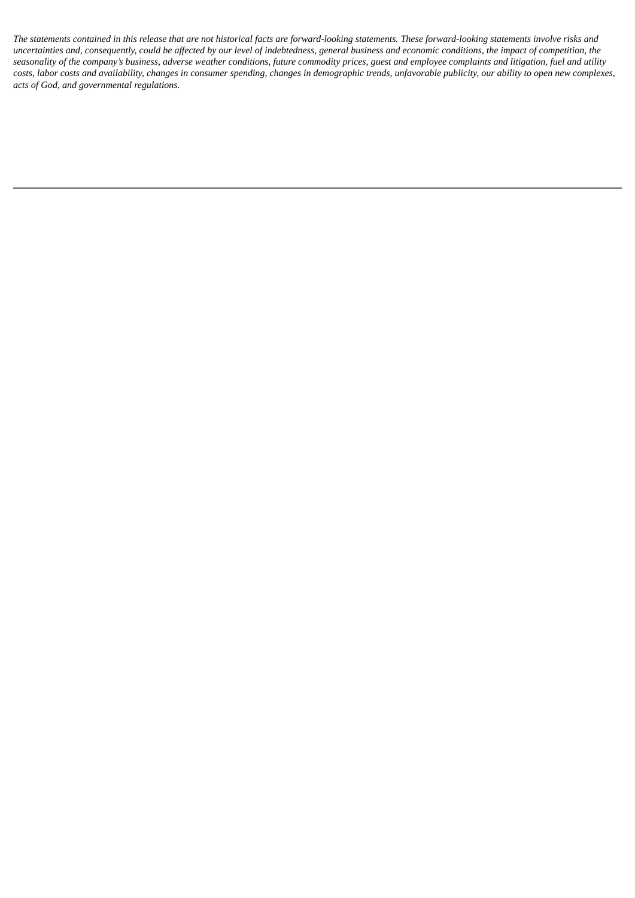*The statements contained in this release that are not historical facts are forward-looking statements. These forward-looking statements involve risks and uncertainties and, consequently, could be affected by our level of indebtedness, general business and economic conditions, the impact of competition, the seasonality of the company's business, adverse weather conditions, future commodity prices, guest and employee complaints and litigation, fuel and utility costs, labor costs and availability, changes in consumer spending, changes in demographic trends, unfavorable publicity, our ability to open new complexes, acts of God, and governmental regulations.*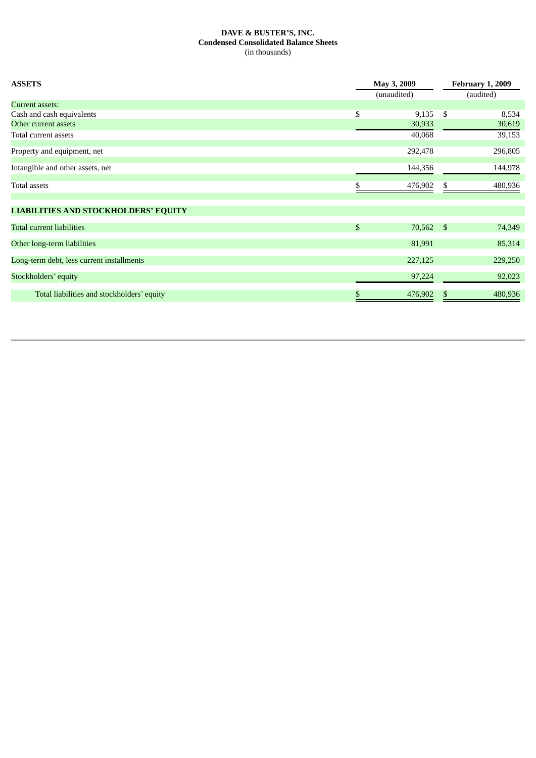**DAVE & BUSTER'S, INC.**
**Condensed Consolidated Balance Sheets**
(in thousands)

| ASSETS | May 3, 2009 | February 1, 2009 |
|---|---|---|
| | (unaudited) | (audited) |
| Current assets: | | |
| Cash and cash equivalents | $ 9,135 | $ 8,534 |
| Other current assets | 30,933 | 30,619 |
| Total current assets | 40,068 | 39,153 |
| Property and equipment, net | 292,478 | 296,805 |
| Intangible and other assets, net | 144,356 | 144,978 |
| Total assets | $ 476,902 | $ 480,936 |
| **LIABILITIES AND STOCKHOLDERS' EQUITY** | | |
| Total current liabilities | $ 70,562 | $ 74,349 |
| Other long-term liabilities | 81,991 | 85,314 |
| Long-term debt, less current installments | 227,125 | 229,250 |
| Stockholders' equity | 97,224 | 92,023 |
| Total liabilities and stockholders' equity | $ 476,902 | $ 480,936 |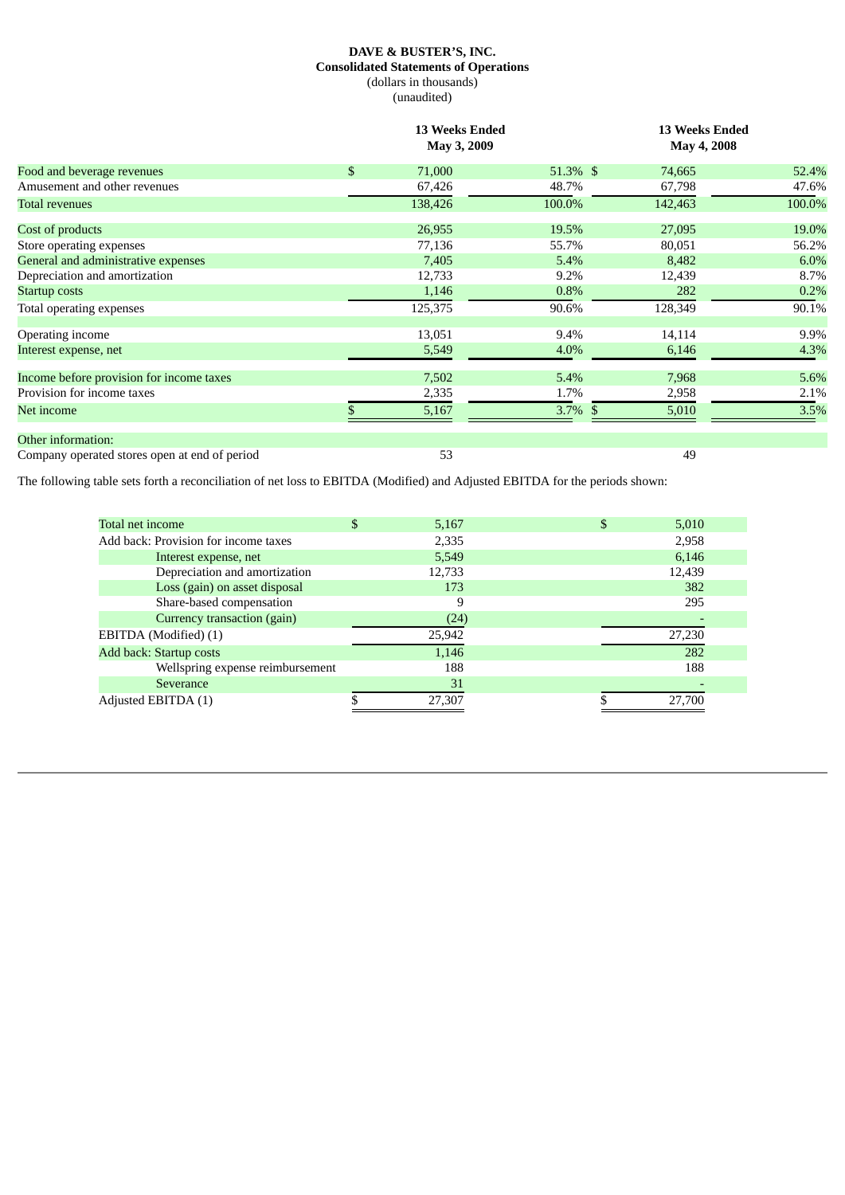**DAVE & BUSTER'S, INC.**
**Consolidated Statements of Operations**
(dollars in thousands)
(unaudited)

| | 13 Weeks Ended May 3, 2009 | | 13 Weeks Ended May 4, 2008 | |
|---|---|---|---|---|
| Food and beverage revenues | $ 71,000 | 51.3% | $ 74,665 | 52.4% |
| Amusement and other revenues | 67,426 | 48.7% | 67,798 | 47.6% |
| Total revenues | 138,426 | 100.0% | 142,463 | 100.0% |
| Cost of products | 26,955 | 19.5% | 27,095 | 19.0% |
| Store operating expenses | 77,136 | 55.7% | 80,051 | 56.2% |
| General and administrative expenses | 7,405 | 5.4% | 8,482 | 6.0% |
| Depreciation and amortization | 12,733 | 9.2% | 12,439 | 8.7% |
| Startup costs | 1,146 | 0.8% | 282 | 0.2% |
| Total operating expenses | 125,375 | 90.6% | 128,349 | 90.1% |
| Operating income | 13,051 | 9.4% | 14,114 | 9.9% |
| Interest expense, net | 5,549 | 4.0% | 6,146 | 4.3% |
| Income before provision for income taxes | 7,502 | 5.4% | 7,968 | 5.6% |
| Provision for income taxes | 2,335 | 1.7% | 2,958 | 2.1% |
| Net income | $ 5,167 | 3.7% | $ 5,010 | 3.5% |
| Other information: | | | | |
| Company operated stores open at end of period | 53 | | 49 | |

The following table sets forth a reconciliation of net loss to EBITDA (Modified) and Adjusted EBITDA for the periods shown:

| | | |
|---|---|---|
| Total net income | $ 5,167 | $ 5,010 |
| Add back: Provision for income taxes | 2,335 | 2,958 |
| Interest expense, net | 5,549 | 6,146 |
| Depreciation and amortization | 12,733 | 12,439 |
| Loss (gain) on asset disposal | 173 | 382 |
| Share-based compensation | 9 | 295 |
| Currency transaction (gain) | (24) | - |
| EBITDA (Modified) (1) | 25,942 | 27,230 |
| Add back: Startup costs | 1,146 | 282 |
| Wellspring expense reimbursement | 188 | 188 |
| Severance | 31 | - |
| Adjusted EBITDA (1) | $ 27,307 | $ 27,700 |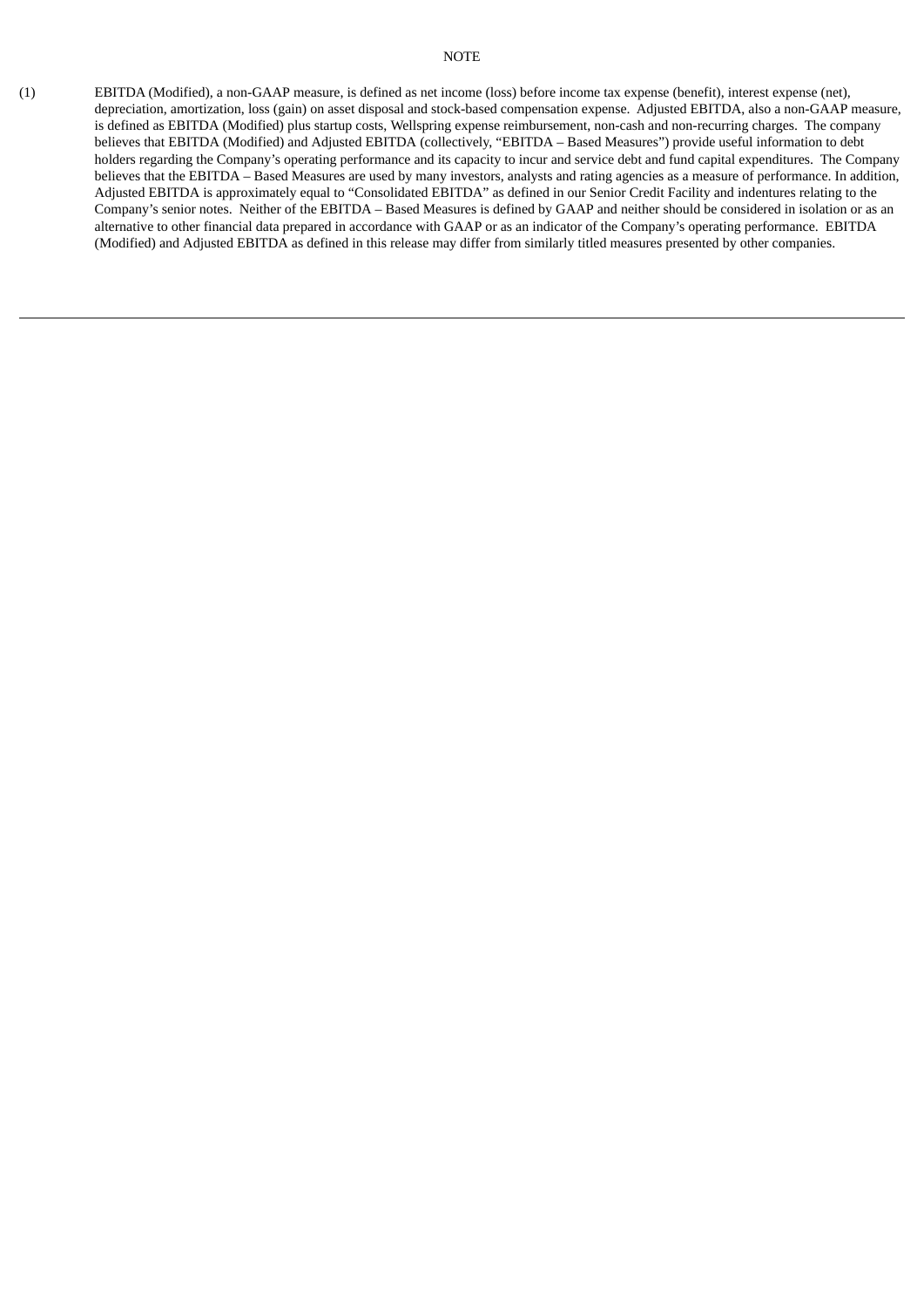NOTE

(1) EBITDA (Modified), a non-GAAP measure, is defined as net income (loss) before income tax expense (benefit), interest expense (net), depreciation, amortization, loss (gain) on asset disposal and stock-based compensation expense. Adjusted EBITDA, also a non-GAAP measure, is defined as EBITDA (Modified) plus startup costs, Wellspring expense reimbursement, non-cash and non-recurring charges. The company believes that EBITDA (Modified) and Adjusted EBITDA (collectively, "EBITDA – Based Measures") provide useful information to debt holders regarding the Company's operating performance and its capacity to incur and service debt and fund capital expenditures. The Company believes that the EBITDA – Based Measures are used by many investors, analysts and rating agencies as a measure of performance. In addition, Adjusted EBITDA is approximately equal to "Consolidated EBITDA" as defined in our Senior Credit Facility and indentures relating to the Company's senior notes. Neither of the EBITDA – Based Measures is defined by GAAP and neither should be considered in isolation or as an alternative to other financial data prepared in accordance with GAAP or as an indicator of the Company's operating performance. EBITDA (Modified) and Adjusted EBITDA as defined in this release may differ from similarly titled measures presented by other companies.